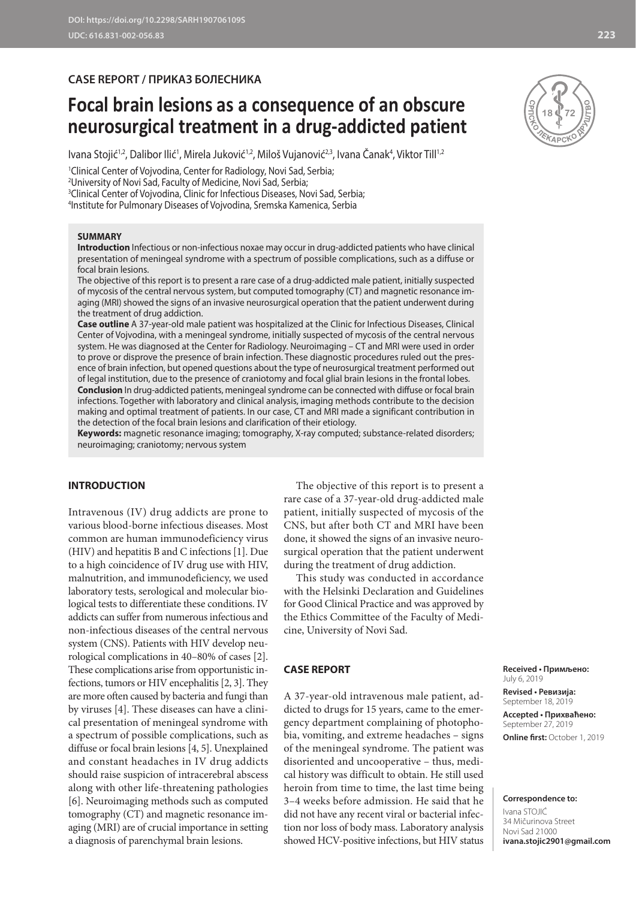DOI: https://doi.org/10.2298/SARH190706109S
UDC: 616.831-002-056.83

**CASE REPORT / ПРИКАЗ БОЛЕСНИКА**

# Focal brain lesions as a consequence of an obscure neurosurgical treatment in a drug-addicted patient

Ivana Stojić[1,2], Dalibor Ilić[1], Mirela Juković[1,2], Miloš Vujanović[2,3], Ivana Čanak[4], Viktor Till[1,2]

[1]Clinical Center of Vojvodina, Center for Radiology, Novi Sad, Serbia;
[2]University of Novi Sad, Faculty of Medicine, Novi Sad, Serbia;
[3]Clinical Center of Vojvodina, Clinic for Infectious Diseases, Novi Sad, Serbia;
[4]Institute for Pulmonary Diseases of Vojvodina, Sremska Kamenica, Serbia

**SUMMARY**

**Introduction** Infectious or non-infectious noxae may occur in drug-addicted patients who have clinical presentation of meningeal syndrome with a spectrum of possible complications, such as a diffuse or focal brain lesions.

The objective of this report is to present a rare case of a drug-addicted male patient, initially suspected of mycosis of the central nervous system, but computed tomography (CT) and magnetic resonance imaging (MRI) showed the signs of an invasive neurosurgical operation that the patient underwent during the treatment of drug addiction.

**Case outline** A 37-year-old male patient was hospitalized at the Clinic for Infectious Diseases, Clinical Center of Vojvodina, with a meningeal syndrome, initially suspected of mycosis of the central nervous system. He was diagnosed at the Center for Radiology. Neuroimaging – CT and MRI were used in order to prove or disprove the presence of brain infection. These diagnostic procedures ruled out the presence of brain infection, but opened questions about the type of neurosurgical treatment performed out of legal institution, due to the presence of craniotomy and focal glial brain lesions in the frontal lobes.

**Conclusion** In drug-addicted patients, meningeal syndrome can be connected with diffuse or focal brain infections. Together with laboratory and clinical analysis, imaging methods contribute to the decision making and optimal treatment of patients. In our case, CT and MRI made a significant contribution in the detection of the focal brain lesions and clarification of their etiology.

**Keywords:** magnetic resonance imaging; tomography, X-ray computed; substance-related disorders; neuroimaging; craniotomy; nervous system

## INTRODUCTION

Intravenous (IV) drug addicts are prone to various blood-borne infectious diseases. Most common are human immunodeficiency virus (HIV) and hepatitis B and C infections [1]. Due to a high coincidence of IV drug use with HIV, malnutrition, and immunodeficiency, we used laboratory tests, serological and molecular biological tests to differentiate these conditions. IV addicts can suffer from numerous infectious and non-infectious diseases of the central nervous system (CNS). Patients with HIV develop neurological complications in 40–80% of cases [2]. These complications arise from opportunistic infections, tumors or HIV encephalitis [2, 3]. They are more often caused by bacteria and fungi than by viruses [4]. These diseases can have a clinical presentation of meningeal syndrome with a spectrum of possible complications, such as diffuse or focal brain lesions [4, 5]. Unexplained and constant headaches in IV drug addicts should raise suspicion of intracerebral abscess along with other life-threatening pathologies [6]. Neuroimaging methods such as computed tomography (CT) and magnetic resonance imaging (MRI) are of crucial importance in setting a diagnosis of parenchymal brain lesions.

The objective of this report is to present a rare case of a 37-year-old drug-addicted male patient, initially suspected of mycosis of the CNS, but after both CT and MRI have been done, it showed the signs of an invasive neurosurgical operation that the patient underwent during the treatment of drug addiction.

This study was conducted in accordance with the Helsinki Declaration and Guidelines for Good Clinical Practice and was approved by the Ethics Committee of the Faculty of Medicine, University of Novi Sad.

## CASE REPORT

A 37-year-old intravenous male patient, addicted to drugs for 15 years, came to the emergency department complaining of photophobia, vomiting, and extreme headaches – signs of the meningeal syndrome. The patient was disoriented and uncooperative – thus, medical history was difficult to obtain. He still used heroin from time to time, the last time being 3–4 weeks before admission. He said that he did not have any recent viral or bacterial infection nor loss of body mass. Laboratory analysis showed HCV-positive infections, but HIV status

**Received • Примљено:** July 6, 2019
**Revised • Ревизија:** September 18, 2019
**Accepted • Прихваћено:** September 27, 2019
**Online first:** October 1, 2019

**Correspondence to:**
Ivana STOJIĆ
34 Mičurinova Street
Novi Sad 21000
**ivana.stojic2901@gmail.com**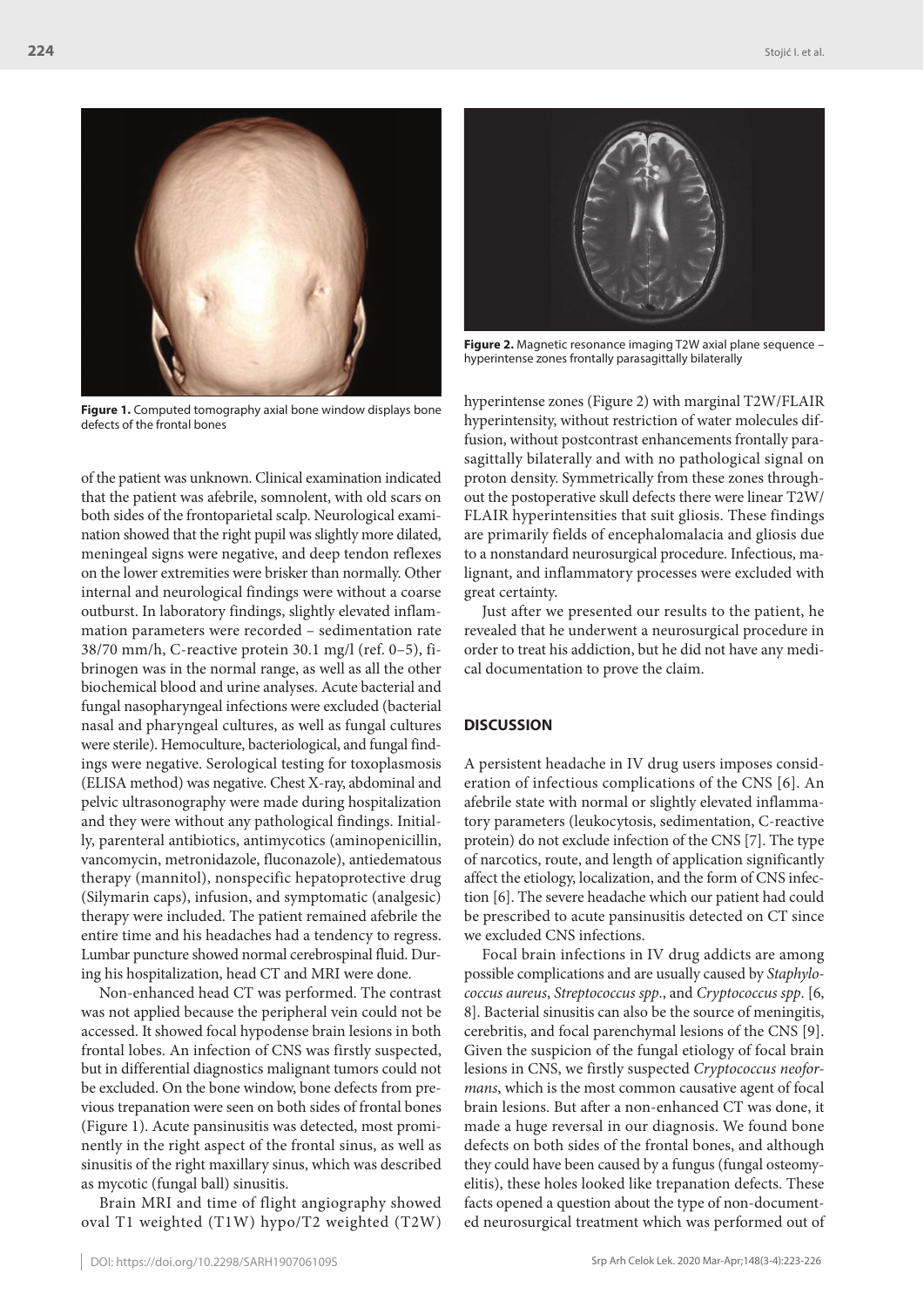**Figure 1.** Computed tomography axial bone window displays bone defects of the frontal bones

**Figure 2.** Magnetic resonance imaging T2W axial plane sequence – hyperintense zones frontally parasagittally bilaterally

of the patient was unknown. Clinical examination indicated that the patient was afebrile, somnolent, with old scars on both sides of the frontoparietal scalp. Neurological examination showed that the right pupil was slightly more dilated, meningeal signs were negative, and deep tendon reflexes on the lower extremities were brisker than normally. Other internal and neurological findings were without a coarse outburst. In laboratory findings, slightly elevated inflammation parameters were recorded – sedimentation rate 38/70 mm/h, C-reactive protein 30.1 mg/l (ref. 0–5), fibrinogen was in the normal range, as well as all the other biochemical blood and urine analyses. Acute bacterial and fungal nasopharyngeal infections were excluded (bacterial nasal and pharyngeal cultures, as well as fungal cultures were sterile). Hemoculture, bacteriological, and fungal findings were negative. Serological testing for toxoplasmosis (ELISA method) was negative. Chest X-ray, abdominal and pelvic ultrasonography were made during hospitalization and they were without any pathological findings. Initially, parenteral antibiotics, antimycotics (aminopenicillin, vancomycin, metronidazole, fluconazole), antiedematous therapy (mannitol), nonspecific hepatoprotective drug (Silymarin caps), infusion, and symptomatic (analgesic) therapy were included. The patient remained afebrile the entire time and his headaches had a tendency to regress. Lumbar puncture showed normal cerebrospinal fluid. During his hospitalization, head CT and MRI were done.

Non-enhanced head CT was performed. The contrast was not applied because the peripheral vein could not be accessed. It showed focal hypodense brain lesions in both frontal lobes. An infection of CNS was firstly suspected, but in differential diagnostics malignant tumors could not be excluded. On the bone window, bone defects from previous trepanation were seen on both sides of frontal bones (Figure 1). Acute pansinusitis was detected, most prominently in the right aspect of the frontal sinus, as well as sinusitis of the right maxillary sinus, which was described as mycotic (fungal ball) sinusitis.

Brain MRI and time of flight angiography showed oval T1 weighted (T1W) hypo/T2 weighted (T2W) hyperintense zones (Figure 2) with marginal T2W/FLAIR hyperintensity, without restriction of water molecules diffusion, without postcontrast enhancements frontally parasagittally bilaterally and with no pathological signal on proton density. Symmetrically from these zones throughout the postoperative skull defects there were linear T2W/FLAIR hyperintensities that suit gliosis. These findings are primarily fields of encephalomalacia and gliosis due to a nonstandard neurosurgical procedure. Infectious, malignant, and inflammatory processes were excluded with great certainty.

Just after we presented our results to the patient, he revealed that he underwent a neurosurgical procedure in order to treat his addiction, but he did not have any medical documentation to prove the claim.

## DISCUSSION

A persistent headache in IV drug users imposes consideration of infectious complications of the CNS [6]. An afebrile state with normal or slightly elevated inflammatory parameters (leukocytosis, sedimentation, C-reactive protein) do not exclude infection of the CNS [7]. The type of narcotics, route, and length of application significantly affect the etiology, localization, and the form of CNS infection [6]. The severe headache which our patient had could be prescribed to acute pansinusitis detected on CT since we excluded CNS infections.

Focal brain infections in IV drug addicts are among possible complications and are usually caused by *Staphylococcus aureus*, *Streptococcus spp*., and *Cryptococcus spp*. [6, 8]. Bacterial sinusitis can also be the source of meningitis, cerebritis, and focal parenchymal lesions of the CNS [9]. Given the suspicion of the fungal etiology of focal brain lesions in CNS, we firstly suspected *Cryptococcus neoformans*, which is the most common causative agent of focal brain lesions. But after a non-enhanced CT was done, it made a huge reversal in our diagnosis. We found bone defects on both sides of the frontal bones, and although they could have been caused by a fungus (fungal osteomyelitis), these holes looked like trepanation defects. These facts opened a question about the type of non-documented neurosurgical treatment which was performed out of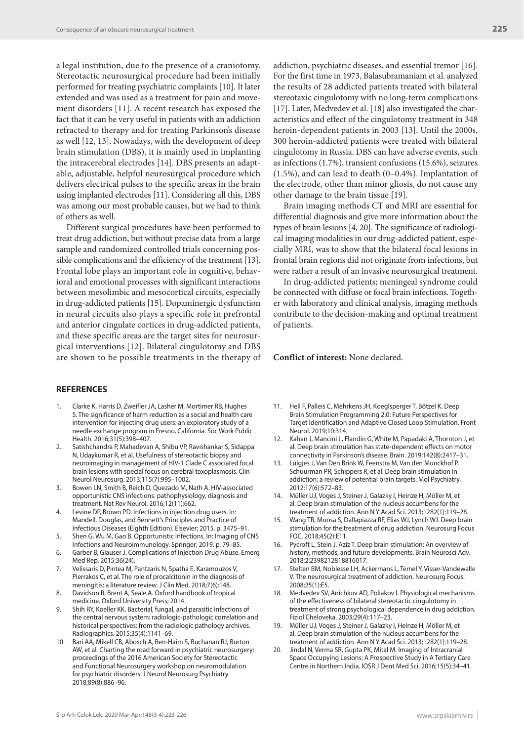a legal institution, due to the presence of a craniotomy. Stereotactic neurosurgical procedure had been initially performed for treating psychiatric complaints [10]. It later extended and was used as a treatment for pain and movement disorders [11]. A recent research has exposed the fact that it can be very useful in patients with an addiction refracted to therapy and for treating Parkinson's disease as well [12, 13]. Nowadays, with the development of deep brain stimulation (DBS), it is mainly used in implanting the intracerebral electrodes [14]. DBS presents an adaptable, adjustable, helpful neurosurgical procedure which delivers electrical pulses to the specific areas in the brain using implanted electrodes [11]. Considering all this, DBS was among our most probable causes, but we had to think of others as well.

Different surgical procedures have been performed to treat drug addiction, but without precise data from a large sample and randomized controlled trials concerning possible complications and the efficiency of the treatment [13]. Frontal lobe plays an important role in cognitive, behavioral and emotional processes with significant interactions between mesolimbic and mesocortical circuits, especially in drug-addicted patients [15]. Dopaminergic dysfunction in neural circuits also plays a specific role in prefrontal and anterior cingulate cortices in drug-addicted patients, and these specific areas are the target sites for neurosurgical interventions [12]. Bilateral cingulotomy and DBS are shown to be possible treatments in the therapy of addiction, psychiatric diseases, and essential tremor [16]. For the first time in 1973, Balasubramaniam et al. analyzed the results of 28 addicted patients treated with bilateral stereotaxic cingulotomy with no long-term complications [17]. Later, Medvedev et al. [18] also investigated the characteristics and effect of the cingulotomy treatment in 348 heroin-dependent patients in 2003 [13]. Until the 2000s, 300 heroin-addicted patients were treated with bilateral cingulotomy in Russia. DBS can have adverse events, such as infections (1.7%), transient confusions (15.6%), seizures (1.5%), and can lead to death (0–0.4%). Implantation of the electrode, other than minor gliosis, do not cause any other damage to the brain tissue [19].

Brain imaging methods CT and MRI are essential for differential diagnosis and give more information about the types of brain lesions [4, 20]. The significance of radiological imaging modalities in our drug-addicted patient, especially MRI, was to show that the bilateral focal lesions in frontal brain regions did not originate from infections, but were rather a result of an invasive neurosurgical treatment.

In drug-addicted patients; meningeal syndrome could be connected with diffuse or focal brain infections. Together with laboratory and clinical analysis, imaging methods contribute to the decision-making and optimal treatment of patients.

**Conflict of interest:** None declared.

## REFERENCES

1. Clarke K, Harris D, Zweifler JA, Lasher M, Mortimer RB, Hughes S. The significance of harm reduction as a social and health care intervention for injecting drug users: an exploratory study of a needle exchange program in Fresno, California. Soc Work Public Health. 2016;31(5):398–407.
2. Satishchandra P, Mahadevan A, Shibu VP, Ravishankar S, Sidappa N, Udaykumar R, et al. Usefulness of stereotactic biopsy and neuroimaging in management of HIV-1 Clade C associated focal brain lesions with special focus on cerebral toxoplasmosis. Clin Neurol Neurosurg. 2013;115(7):995–1002.
3. Bowen LN, Smith B, Reich D, Quezado M, Nath A. HIV-associated opportunistic CNS infections: pathophysiology, diagnosis and treatment. Nat Rev Neurol. 2016;12(11):662.
4. Levine DP, Brown PD. Infections in injection drug users. In: Mandell, Douglas, and Bennett's Principles and Practice of Infectious Diseases (Eighth Edition). Elsevier; 2015. p. 3475–91.
5. Shen G, Wu M, Gao B. Opportunistic Infections. In: Imaging of CNS Infections and Neuroimmunology. Springer; 2019. p. 79–85.
6. Garber B, Glauser J. Complications of Injection Drug Abuse. Emerg Med Rep. 2015;36(24).
7. Velissaris D, Pintea M, Pantzaris N, Spatha E, Karamouzos V, Pierrakos C, et al. The role of procalcitonin in the diagnosis of meningitis: a literature review. J Clin Med. 2018;7(6):148.
8. Davidson R, Brent A, Seale A. Oxford handbook of tropical medicine. Oxford University Press; 2014.
9. Shih RY, Koeller KK. Bacterial, fungal, and parasitic infections of the central nervous system: radiologic-pathologic correlation and historical perspectives: from the radiologic pathology archives. Radiographics. 2015;35(4):1141–69.
10. Bari AA, Mikell CB, Abosch A, Ben-Haim S, Buchanan RJ, Burton AW, et al. Charting the road forward in psychiatric neurosurgery: proceedings of the 2016 American Society for Stereotactic and Functional Neurosurgery workshop on neuromodulation for psychiatric disorders. J Neurol Neurosurg Psychiatry. 2018;89(8):886–96.
11. Hell F, Palleis C, Mehrkens JH, Koeglsperger T, Bötzel K. Deep Brain Stimulation Programming 2.0: Future Perspectives for Target Identification and Adaptive Closed Loop Stimulation. Front Neurol. 2019;10:314.
12. Kahan J, Mancini L, Flandin G, White M, Papadaki A, Thornton J, et al. Deep brain stimulation has state-dependent effects on motor connectivity in Parkinson's disease. Brain. 2019;142(8):2417–31.
13. Luigjes J, Van Den Brink W, Feenstra M, Van den Munckhof P, Schuurman PR, Schippers R, et al. Deep brain stimulation in addiction: a review of potential brain targets. Mol Psychiatry. 2012;17(6):572–83.
14. Müller UJ, Voges J, Steiner J, Galazky I, Heinze H, Möller M, et al. Deep brain stimulation of the nucleus accumbens for the treatment of addiction. Ann N Y Acad Sci. 2013;1282(1):119–28.
15. Wang TR, Moosa S, Dallapiazza RF, Elias WJ, Lynch WJ. Deep brain stimulation for the treatment of drug addiction. Neurosurg Focus FOC. 2018;45(2):E11.
16. Pycroft L, Stein J, Aziz T. Deep brain stimulation: An overview of history, methods, and future developments. Brain Neurosci Adv. 2018;2:2398212818816017.
17. Stelten BM, Noblesse LH, Ackermans L, Temel Y, Visser-Vandewalle V. The neurosurgical treatment of addiction. Neurosurg Focus. 2008;25(1):E5.
18. Medvedev SV, Anichkov AD, Poliakov I. Physiological mechanisms of the effectiveness of bilateral stereotactic cingulotomy in treatment of strong psychological dependence in drug addiction. Fiziol Cheloveka. 2003;29(4):117–23.
19. Müller UJ, Voges J, Steiner J, Galazky I, Heinze H, Möller M, et al. Deep brain stimulation of the nucleus accumbens for the treatment of addiction. Ann N Y Acad Sci. 2013;1282(1):119–28.
20. Jindal N, Verma SR, Gupta PK, Mital M. Imaging of Intracranial Space Occupying Lesions: A Prospective Study in A Tertiary Care Centre in Northern India. IOSR J Dent Med Sci. 2016;15(5):34–41.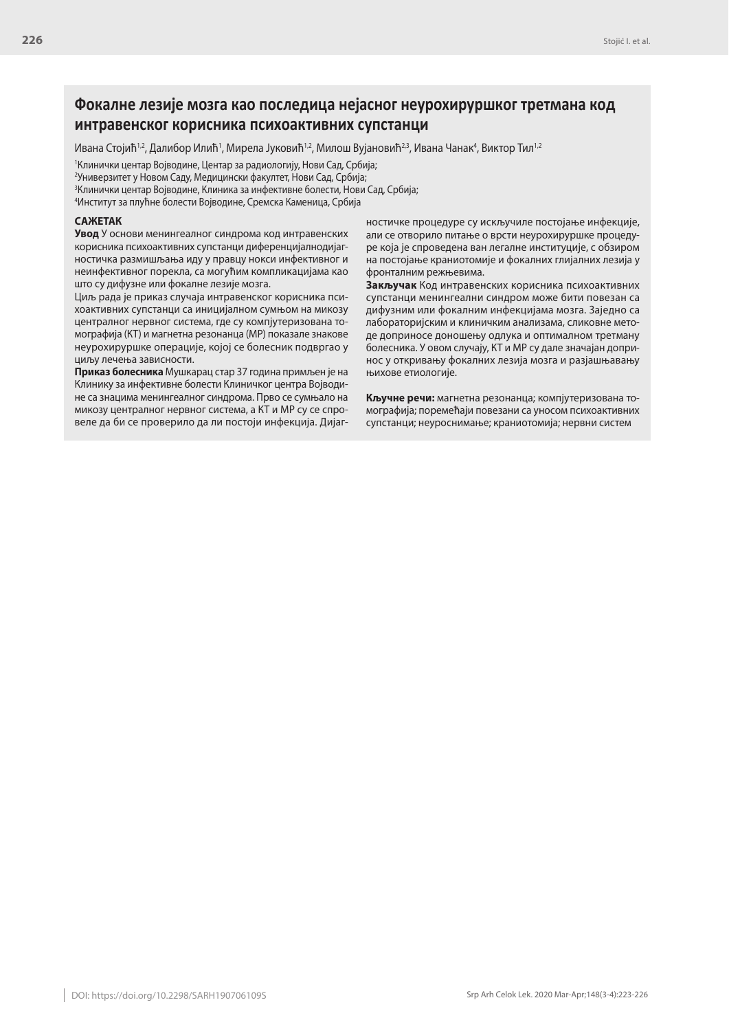# Фокалне лезије мозга као последица нејасног неурохируршког третмана код интравенског корисника психоактивних супстанци

Ивана Стојић[1,2], Далибор Илић[1], Мирела Јуковић[1,2], Милош Вујановић[2,3], Ивана Чанак[4], Виктор Тил[1,2]

[1]Клинички центар Војводине, Центар за радиологију, Нови Сад, Србија;
[2]Универзитет у Новом Саду, Медицински факултет, Нови Сад, Србија;
[3]Клинички центар Војводине, Клиника за инфективне болести, Нови Сад, Србија;
[4]Институт за плућне болести Војводине, Сремска Каменица, Србија

**САЖЕТАК**

**Увод** У основи менингеалног синдрома код интравенских корисника психоактивних супстанци диференцијалнодијагностичка размишљања иду у правцу нокси инфективног и неинфективног порекла, са могућим компликацијама као што су дифузне или фокалне лезије мозга.

Циљ рада је приказ случаја интравенског корисника психоактивних супстанци са иницијалном сумњом на микозу централног нервног система, где су компјутеризована томографија (КТ) и магнетна резонанца (МР) показале знакове неурохируршке операције, којој се болесник подвргао у циљу лечења зависности.

**Приказ болесника** Мушкарац стар 37 година примљен је на Клинику за инфективне болести Клиничког центра Војводине са знацима менингеалног синдрома. Прво се сумњало на микозу централног нервног система, а КТ и МР су се спровеле да би се проверило да ли постоји инфекција. Дијагностичке процедуре су искључиле постојање инфекције, али се отворило питање о врсти неурохируршке процедуре која је спроведена ван легалне институције, с обзиром на постојање краниотомије и фокалних глијалних лезија у фронталним режњевима.

**Закључак** Код интравенских корисника психоактивних супстанци менингеални синдром може бити повезан са дифузним или фокалним инфекцијама мозга. Заједно са лабораторијским и клиничким анализама, сликовне методе доприносе доношењу одлука и оптималном третману болесника. У овом случају, КТ и МР су дале значајан допринос у откривању фокалних лезија мозга и разјашњавању њихове етиологије.

**Кључне речи:** магнетна резонанца; компјутеризована томографија; поремећаји повезани са уносом психоактивних супстанци; неуроснимање; краниотомија; нервни систем

DOI: https://doi.org/10.2298/SARH190706109S